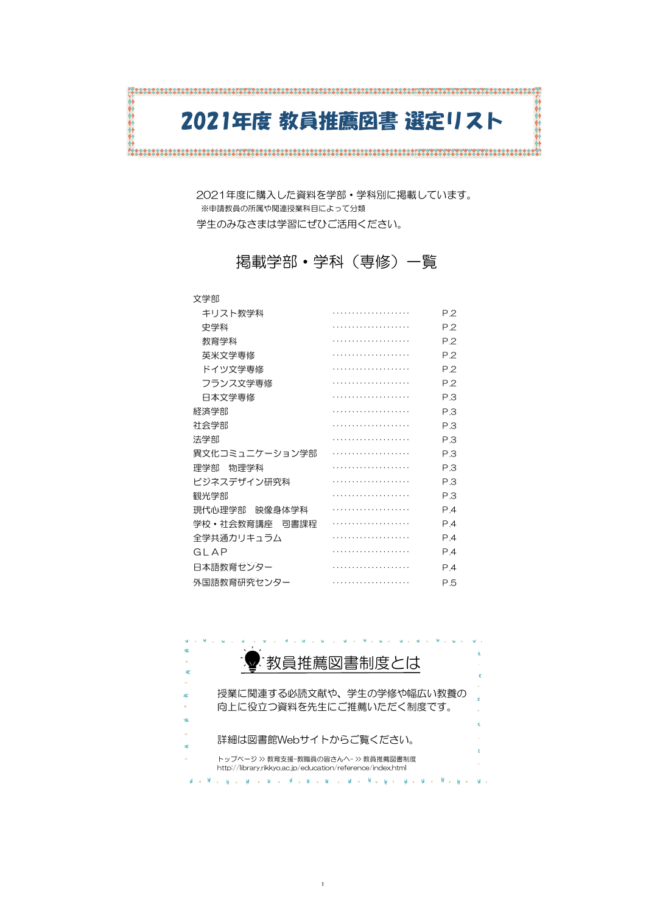# 2021年度 教員推薦図書 選定リスト

2021年度に購入した資料を学部・学科別に掲載しています。
※申請教員の所属や関連授業科目によって分類
学生のみなさまは学習にぜひご活用ください。

## 掲載学部・学科（専修）一覧

| 学部・学科 | ページ |
|---|---|
| 文学部 | |
| キリスト教学科 | P.2 |
| 史学科 | P.2 |
| 教育学科 | P.2 |
| 英米文学専修 | P.2 |
| ドイツ文学専修 | P.2 |
| フランス文学専修 | P.2 |
| 日本文学専修 | P.3 |
| 経済学部 | P.3 |
| 社会学部 | P.3 |
| 法学部 | P.3 |
| 異文化コミュニケーション学部 | P.3 |
| 理学部　物理学科 | P.3 |
| ビジネスデザイン研究科 | P.3 |
| 観光学部 | P.3 |
| 現代心理学部　映像身体学科 | P.4 |
| 学校・社会教育講座　司書課程 | P.4 |
| 全学共通カリキュラム | P.4 |
| GLAP | P.4 |
| 日本語教育センター | P.4 |
| 外国語教育研究センター | P.5 |

## 教員推薦図書制度とは

授業に関連する必読文献や、学生の学修や幅広い教養の向上に役立つ資料を先生にご推薦いただく制度です。

詳細は図書館Webサイトからご覧ください。

トップページ >> 教育支援-教職員の皆さんへ- >> 教員推薦図書制度
http://library.rikkyo.ac.jp/education/reference/index.html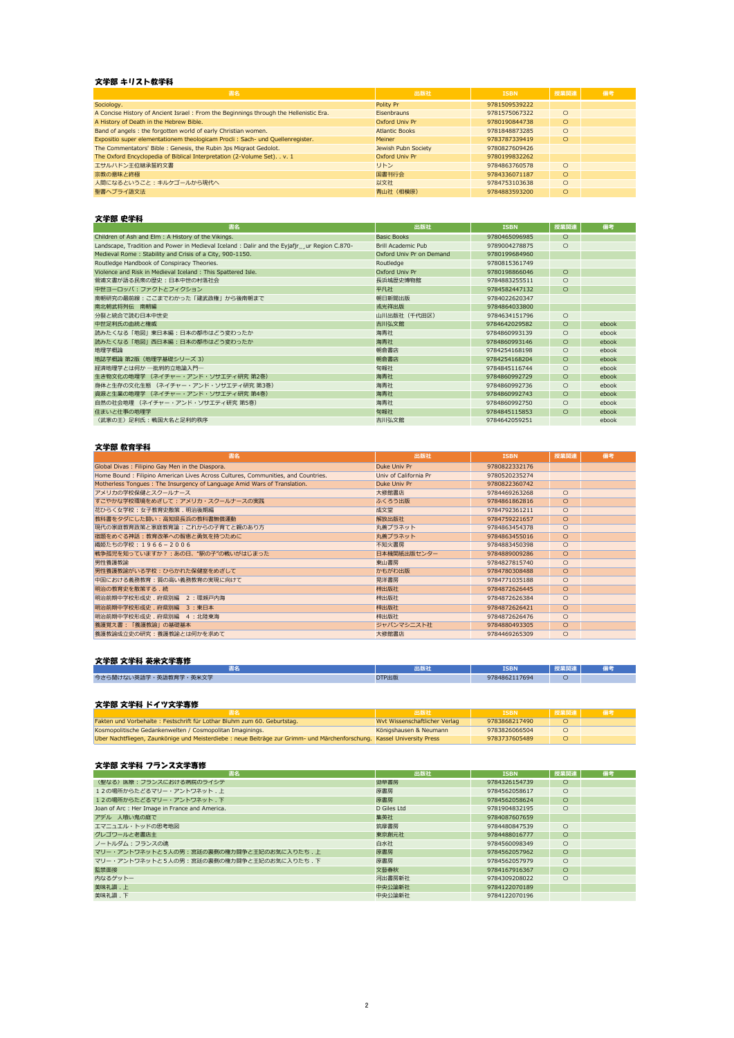## 文学部 キリスト教学科

| 書名 | 出版社 | ISBN | 授業関連 | 備考 |
|---|---|---|---|---|
| Sociology. | Polity Pr | 9781509539222 | | |
| A Concise History of Ancient Israel : From the Beginnings through the Hellenistic Era. | Eisenbrauns | 9781575067322 | ○ | |
| A History of Death in the Hebrew Bible. | Oxford Univ Pr | 9780190844738 | ○ | |
| Band of angels : the forgotten world of early Christian women. | Atlantic Books | 9781848873285 | ○ | |
| Expositio super elementationem theologicam Procli : Sach- und Quellenregister. | Meiner | 9783787339419 | ○ | |
| The Commentators' Bible : Genesis, the Rubin Jps Miqraot Gedolot. | Jewish Pubn Society | 9780827609426 | | |
| The Oxford Encyclopedia of Biblical Interpretation (2-Volume Set). . v. 1 | Oxford Univ Pr | 9780199832262 | | |
| エサルハドン王位継承誓約文書 | リトン | 9784863760578 | ○ | |
| 宗教の意味と終極 | 国書刊行会 | 9784336071187 | ○ | |
| 人間になるということ：キルケゴールから現代へ | 以文社 | 9784753103638 | ○ | |
| 聖書ヘブライ語文法 | 青山社（相模原） | 9784883593200 | ○ | |

## 文学部 史学科

| 書名 | 出版社 | ISBN | 授業関連 | 備考 |
|---|---|---|---|---|
| Children of Ash and Elm : A History of the Vikings. | Basic Books | 9780465096985 | ○ | |
| Landscape, Tradition and Power in Medieval Iceland : Dalir and the Eyjafjr__ur Region C.870- | Brill Academic Pub | 9789004278875 | ○ | |
| Medieval Rome : Stability and Crisis of a City, 900-1150. | Oxford Univ Pr on Demand | 9780199684960 | | |
| Routledge Handbook of Conspiracy Theories. | Routledge | 9780815361749 | | |
| Violence and Risk in Medieval Iceland : This Spattered Isle. | Oxford Univ Pr | 9780198866046 | ○ | |
| 菅浦文書が語る民衆の歴史：日本中世の村落社会 | 長浜城歴史博物館 | 9784883255511 | ○ | |
| 中世ヨーロッパ：ファクトとフィクション | 平凡社 | 9784582447132 | ○ | |
| 南朝研究の最前線：ここまでわかった「建武政権」から後南朝まで | 朝日新聞出版 | 9784022620347 | | |
| 南北朝武将列伝　南朝編 | 戎光祥出版 | 9784864033800 | | |
| 分裂と統合で読む日本中世史 | 山川出版社（千代田区） | 9784634151796 | ○ | |
| 中世足利氏の血統と権威 | 吉川弘文館 | 9784642029582 | ○ | ebook |
| 読みたくなる「地図」東日本編：日本の都市はどう変わったか | 海青社 | 9784860993139 | ○ | ebook |
| 読みたくなる「地図」西日本編：日本の都市はどう変わったか | 海青社 | 9784860993146 | ○ | ebook |
| 地理学概論 | 朝倉書店 | 9784254168198 | ○ | ebook |
| 地誌学概論 第2版（地理学基礎シリーズ 3） | 朝倉書店 | 9784254168204 | ○ | ebook |
| 経済地理学とは何か ―批判的立地論入門― | 旬報社 | 9784845116744 | ○ | ebook |
| 生き物文化の地理学 （ネイチャー・アンド・ソサエティ研究 第2巻） | 海青社 | 9784860992729 | ○ | ebook |
| 身体と生存の文化生態 （ネイチャー・アンド・ソサエティ研究 第3巻） | 海青社 | 9784860992736 | ○ | ebook |
| 資源と生業の地理学 （ネイチャー・アンド・ソサエティ研究 第4巻） | 海青社 | 9784860992743 | ○ | ebook |
| 自然の社会地理 （ネイチャー・アンド・ソサエティ研究 第5巻） | 海青社 | 9784860992750 | ○ | ebook |
| 住まいと仕事の地理学 | 旬報社 | 9784845115853 | ○ | ebook |
| 〈武家の王〉足利氏：戦国大名と足利的秩序 | 吉川弘文館 | 9784642059251 | | ebook |

## 文学部 教育学科

| 書名 | 出版社 | ISBN | 授業関連 | 備考 |
|---|---|---|---|---|
| Global Divas : Filipino Gay Men in the Diaspora. | Duke Univ Pr | 9780822332176 | | |
| Home Bound : Filipino American Lives Across Cultures, Communities, and Countries. | Univ of California Pr | 9780520235274 | | |
| Motherless Tongues : The Insurgency of Language Amid Wars of Translation. | Duke Univ Pr | 9780822360742 | | |
| アメリカの学校保健とスクールナース | 大修館書店 | 9784469263268 | ○ | |
| すこやかな学校環境をめざして：アメリカ・スクールナースの実践 | ふくろう出版 | 9784861862816 | ○ | |
| 花ひらく女学校：女子教育史散策．明治後期編 | 成文堂 | 9784792361211 | ○ | |
| 教科書をタダにした闘い：高知県長浜の教科書無償運動 | 解放出版社 | 9784759221657 | ○ | |
| 現代の家庭教育政策と家庭教育論：これからの子育てと親のあり方 | 丸善プラネット | 9784863454378 | ○ | |
| 宿題をめぐる神話：教育改革への智恵と勇気を持つために | 丸善プラネット | 9784863455016 | ○ | |
| 織姫たちの学校：１９６６－２００６ | 不知火書房 | 9784883450398 | ○ | |
| 戦争孤児を知っていますか？：あの日、"駅の子"の戦いがはじまった | 日本機関紙出版センター | 9784889009286 | ○ | |
| 男性養護教諭 | 東山書房 | 9784827815740 | ○ | |
| 男性養護教諭がいる学校：ひらかれた保健室をめざして | かもがわ出版 | 9784780308488 | ○ | |
| 中国における義務教育：質の高い義務教育の実現に向けて | 晃洋書房 | 9784771035188 | ○ | |
| 明治の教育史を散策する．続 | 梓出版社 | 9784872626445 | ○ | |
| 明治前期中学校形成史．府県別編　２：環瀬戸内海 | 梓出版社 | 9784872626384 | ○ | |
| 明治前期中学校形成史．府県別編　３：東日本 | 梓出版社 | 9784872626421 | ○ | |
| 明治前期中学校形成史．府県別編　４：北陸東海 | 梓出版社 | 9784872626476 | ○ | |
| 養護覚え書：「養護教諭」の基礎基本 | ジャパンマシニスト社 | 9784880493305 | ○ | |
| 養護教諭成立史の研究：養護教諭とは何かを求めて | 大修館書店 | 9784469265309 | ○ | |

## 文学部 文学科 英米文学専修

| 書名 | 出版社 | ISBN | 授業関連 | 備考 |
|---|---|---|---|---|
| 今さら聞けない英語学・英語教育学・英米文学 | DTP出版 | 9784862117694 | ○ | |

## 文学部 文学科 ドイツ文学専修

| 書名 | 出版社 | ISBN | 授業関連 | 備考 |
|---|---|---|---|---|
| Fakten und Vorbehalte : Festschrift für Lothar Bluhm zum 60. Geburtstag. | Wvt Wissenschaftlicher Verlag | 9783868217490 | ○ | |
| Kosmopolitische Gedankenwelten / Cosmopolitan Imaginings. | Königshausen & Neumann | 9783826066504 | ○ | |
| Uber Nachtfliegen, Zaunkönige und Meisterdiebe : neue Beiträge zur Grimm- und Märchenforschung. | Kassel University Press | 9783737605489 | ○ | |

## 文学部 文学科 フランス文学専修

| 書名 | 出版社 | ISBN | 授業関連 | 備考 |
|---|---|---|---|---|
| 〈聖なる〉医療：フランスにおける病院のライシテ | 勁草書房 | 9784326154739 | ○ | |
| １２の場所からたどるマリー・アントワネット．上 | 原書房 | 9784562058617 | ○ | |
| １２の場所からたどるマリー・アントワネット．下 | 原書房 | 9784562058624 | ○ | |
| Joan of Arc : Her Image in France and America. | D Giles Ltd | 9781904832195 | ○ | |
| アデル　人喰い鬼の庭で | 集英社 | 9784087607659 | | |
| エマニュエル・トッドの思考地図 | 筑摩書房 | 9784480847539 | ○ | |
| グレゴワールと老書店主 | 東京創元社 | 9784488016777 | ○ | |
| ノートルダム：フランスの魂 | 白水社 | 9784560098349 | ○ | |
| マリー・アントワネットと５人の男：宮廷の裏側の権力闘争と王妃のお気に入りたち．上 | 原書房 | 9784562057962 | ○ | |
| マリー・アントワネットと５人の男：宮廷の裏側の権力闘争と王妃のお気に入りたち．下 | 原書房 | 9784562057979 | ○ | |
| 監禁面接 | 文藝春秋 | 9784167916367 | ○ | |
| 内なるゲットー | 河出書房新社 | 9784309208022 | ○ | |
| 美味礼讃．上 | 中央公論新社 | 9784122070189 | | |
| 美味礼讃．下 | 中央公論新社 | 9784122070196 | | |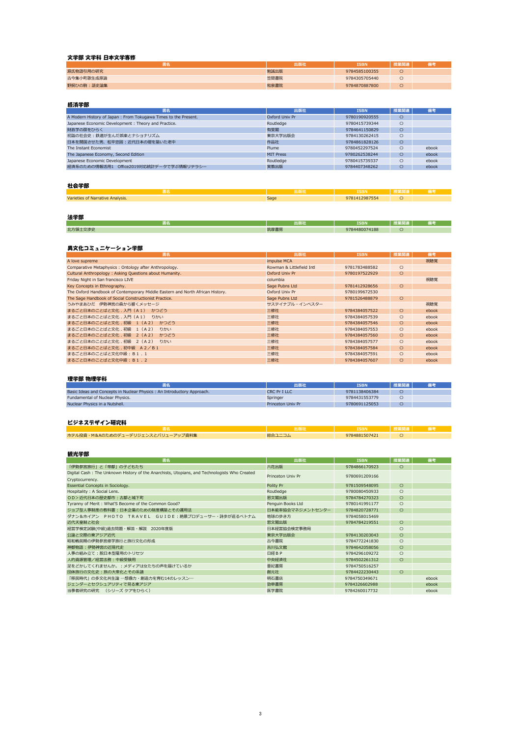### 文学部 文学科 日本文学専修

| 書名 | 出版社 | ISBN | 授業関連 | 備考 |
|---|---|---|---|---|
| 源氏物語引用の研究 | 勉誠出版 | 9784585100355 | ○ | |
| 古今集小町歌生成原論 | 笠間書院 | 9784305705440 | ○ | |
| 野飼ひの駒：語史論集 | 和泉書院 | 9784870887800 | ○ | |

### 経済学部

| 書名 | 出版社 | ISBN | 授業関連 | 備考 |
|---|---|---|---|---|
| A Modern History of Japan : From Tokugawa Times to the Present. | Oxford Univ Pr | 9780190920555 | ○ | |
| Japanese Economic Development : Theory and Practice. | Routledge | 9780415739344 | ○ | |
| 財政学の扉をひらく | 有斐閣 | 9784641150829 | ○ | |
| 初詣の社会史：鉄道が生んだ娯楽とナショナリズム | 東京大学出版会 | 9784130262415 | ○ | |
| 日本を開国させた男、松平忠固：近代日本の礎を築いた老中 | 作品社 | 9784861828126 | ○ | |
| The Instant Economist | Plume | 9780452297524 | ○ | ebook |
| The Japanese Economy, Second Edition | MIT Press | 9780262538244 | ○ | ebook |
| Japanese Economic Development | Routledge | 9780415739337 | ○ | ebook |
| 経済系のための情報活用1　Office2019対応統計データで学ぶ情報リテラシー | 実教出版 | 9784407348262 | ○ | ebook |

### 社会学部

| 書名 | 出版社 | ISBN | 授業関連 | 備考 |
|---|---|---|---|---|
| Varieties of Narrative Analysis. | Sage | 9781412987554 | ○ | |

### 法学部

| 書名 | 出版社 | ISBN | 授業関連 | 備考 |
|---|---|---|---|---|
| 北方領土交渉史 | 筑摩書房 | 9784480074188 | ○ | |

### 異文化コミュニケーション学部

| 書名 | 出版社 | ISBN | 授業関連 | 備考 |
|---|---|---|---|---|
| A love supreme | impulse MCA | | | 視聴覚 |
| Comparative Metaphysics : Ontology after Anthropology. | Rowman & Littlefield Intl | 9781783488582 | ○ | |
| Cultural Anthropology : Asking Questions about Humanity. | Oxford Univ Pr | 9780197522929 | ○ | |
| Friday Night in San francisco LIVE | columbia | | | 視聴覚 |
| Key Concepts in Ethnography. | Sage Pubns Ltd | 9781412928656 | ○ | |
| The Oxford Handbook of Contemporary Middle Eastern and North African History. | Oxford Univ Pr | 9780199672530 | | |
| The Sage Handbook of Social Constructionist Practice. | Sage Pubns Ltd | 9781526488879 | ○ | |
| うみやまあひだ　伊勢神宮の森から響くメッセージ | サステイナブル・インベスター | | | 視聴覚 |
| まるごと日本のことばと文化．入門（Ａ１）　かつどう | 三修社 | 9784384057522 | ○ | ebook |
| まるごと日本のことばと文化．入門（Ａ１）　りかい | 三修社 | 9784384057539 | ○ | ebook |
| まるごと日本のことばと文化．初級　１（Ａ２）　かつどう | 三修社 | 9784384057546 | ○ | ebook |
| まるごと日本のことばと文化．初級　１（Ａ２）　りかい | 三修社 | 9784384057553 | ○ | ebook |
| まるごと日本のことばと文化．初級　２（Ａ２）　かつどう | 三修社 | 9784384057560 | ○ | ebook |
| まるごと日本のことばと文化．初級　２（Ａ２）　りかい | 三修社 | 9784384057577 | ○ | ebook |
| まるごと日本のことばと文化．初中級　Ａ２／Ｂ１ | 三修社 | 9784384057584 | ○ | ebook |
| まるごと日本のことばと文化中級：Ｂ１．１ | 三修社 | 9784384057591 | ○ | ebook |
| まるごと日本のことばと文化中級：Ｂ１．２ | 三修社 | 9784384057607 | ○ | ebook |

### 理学部 物理学科

| 書名 | 出版社 | ISBN | 授業関連 | 備考 |
|---|---|---|---|---|
| Basic Ideas and Concepts in Nuclear Physics : An Introductory Approach. | CRC Pr I LLC | 9781138406384 | ○ | |
| Fundamental of Nuclear Physics. | Springer | 9784431553779 | ○ | |
| Nuclear Physics in a Nutshell. | Princeton Univ Pr | 9780691125053 | ○ | |

### ビジネスデザイン研究科

| 書名 | 出版社 | ISBN | 授業関連 | 備考 |
|---|---|---|---|---|
| ホテル投資・M&Aのためのデューデリジェンスとバリューアップ資料集 | 綜合ユニコム | 9784881507421 | ○ | |

### 観光学部

| 書名 | 出版社 | ISBN | 授業関連 | 備考 |
|---|---|---|---|---|
| 「伊勢参宮旅行」と「帝都」の子どもたち | 六花出版 | 9784866170923 | ○ | |
| Digital Cash : The Unknown History of the Anarchists, Utopians, and Technologists Who Created Cryptocurrency. | Princeton Univ Pr | 9780691209166 | ○ | |
| Essential Concepts in Sociology. | Polity Pr | 9781509548095 | ○ | |
| Hospitality : A Social Lens. | Routledge | 9780080450933 | ○ | |
| ＯＤ＞近代日本の歴史都市：古都と城下町 | 思文閣出版 | 9784784270323 | ○ | |
| Tyranny of Merit : What'S Become of the Common Good? | Penguin Books Ltd | 9780141991177 | ○ | |
| ジョブ型人事制度の教科書：日本企業のための制度構築とその運用法 | 日本能率協会マネジメントセンター | 9784820728771 | ○ | |
| ダナン&ホイアン　ＰＨＯＴＯ　ＴＲＡＶＥＬ　ＧＵＩＤＥ：絶景プロデューサー・詩歩が巡るベトナム | 地球の歩き方 | 9784058015469 | ○ | |
| 近代天皇制と社会 | 思文閣出版 | 9784784219551 | ○ | |
| 経営学検定試験(中級)過去問題・解答・解説　2020年度版 | 日本経営協会検定事務局 | | ○ | |
| 公論と交際の東アジア近代 | 東京大学出版会 | 9784130203043 | ○ | |
| 昭和戦前期の伊勢参宮修学旅行と旅行文化の形成 | 古今書院 | 9784772241830 | ○ | |
| 神都物語：伊勢神宮の近現代史 | 吉川弘文館 | 9784642058056 | ○ | |
| 人事の組み立て：脱日本型雇用のトリセツ | 日経ＢＰ | 9784296109272 | ○ | |
| 人的資源管理／経営法務：中級受験用 | 中央経済社 | 9784502261312 | ○ | |
| 足をどかしてくれませんか。：メディアは女たちの声を届けているか | 亜紀書房 | 9784750516257 | | |
| 団体旅行の文化史：旅の大衆化とその系譜 | 創元社 | 9784422230443 | ○ | |
| 「移民時代」の多文化共生論 ―想像力・創造力を育む14のレッスン― | 明石書店 | 9784750349671 | | ebook |
| ジェンダーとセクシュアリティで見る東アジア | 勁草書房 | 9784326602988 | | ebook |
| 当事者研究の研究　（シリーズ ケアをひらく） | 医学書院 | 9784260017732 | | ebook |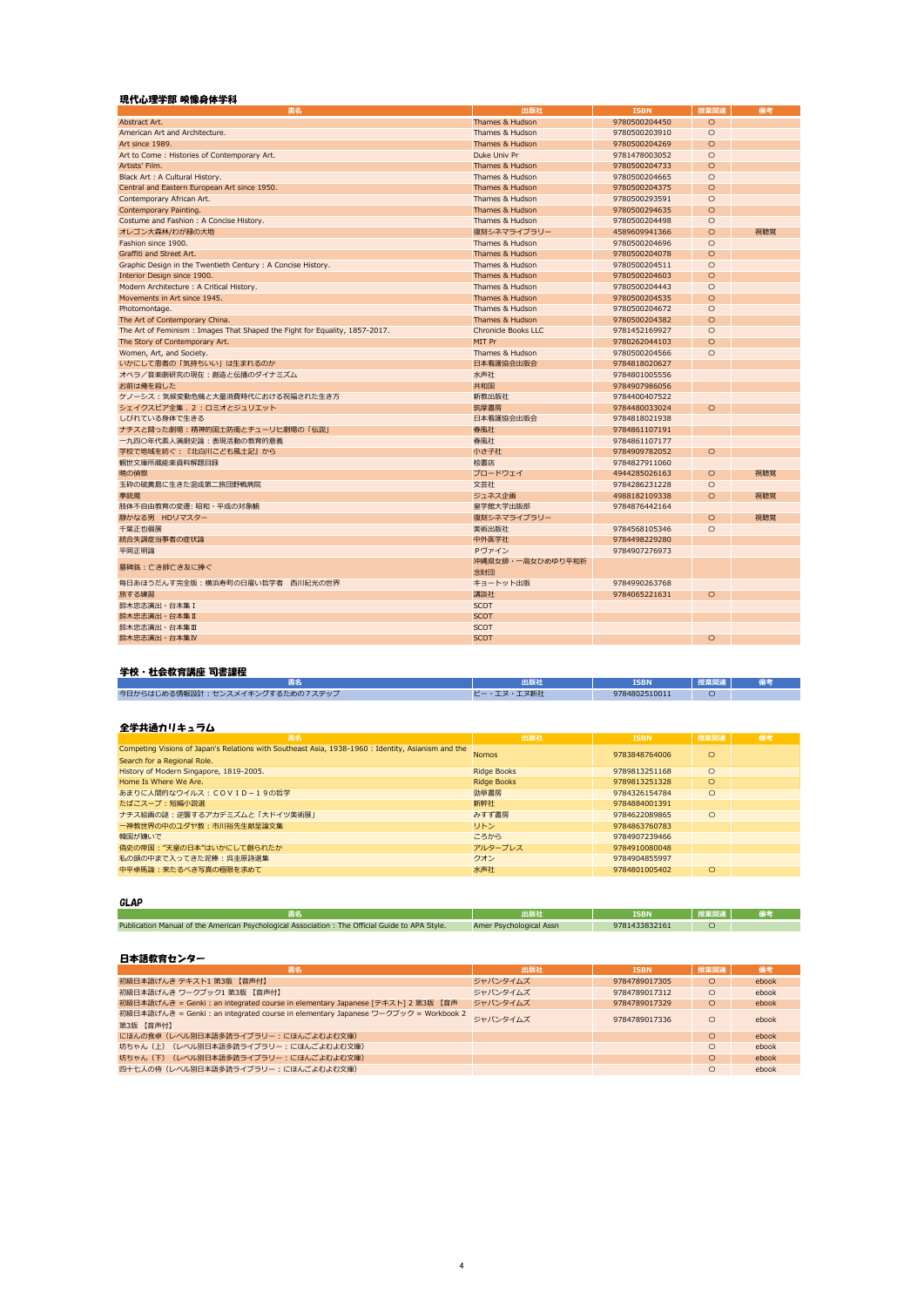## 現代心理学部 映像身体学科

| 書名 | 出版社 | ISBN | 授業関連 | 備考 |
|---|---|---|---|---|
| Abstract Art. | Thames & Hudson | 9780500204450 | ○ | |
| American Art and Architecture. | Thames & Hudson | 9780500203910 | ○ | |
| Art since 1989. | Thames & Hudson | 9780500204269 | ○ | |
| Art to Come : Histories of Contemporary Art. | Duke Univ Pr | 9781478003052 | ○ | |
| Artists' Film. | Thames & Hudson | 9780500204733 | ○ | |
| Black Art : A Cultural History. | Thames & Hudson | 9780500204665 | ○ | |
| Central and Eastern European Art since 1950. | Thames & Hudson | 9780500204375 | ○ | |
| Contemporary African Art. | Thames & Hudson | 9780500293591 | ○ | |
| Contemporary Painting. | Thames & Hudson | 9780500294635 | ○ | |
| Costume and Fashion : A Concise History. | Thames & Hudson | 9780500204498 | ○ | |
| オレゴン大森林/わが緑の大地 | 復刻シネマライブラリー | 4589609941366 | ○ | 視聴覚 |
| Fashion since 1900. | Thames & Hudson | 9780500204696 | ○ | |
| Graffiti and Street Art. | Thames & Hudson | 9780500204078 | ○ | |
| Graphic Design in the Twentieth Century : A Concise History. | Thames & Hudson | 9780500204511 | ○ | |
| Interior Design since 1900. | Thames & Hudson | 9780500204603 | ○ | |
| Modern Architecture : A Critical History. | Thames & Hudson | 9780500204443 | ○ | |
| Movements in Art since 1945. | Thames & Hudson | 9780500204535 | ○ | |
| Photomontage. | Thames & Hudson | 9780500204672 | ○ | |
| The Art of Contemporary China. | Thames & Hudson | 9780500204382 | ○ | |
| The Art of Feminism : Images That Shaped the Fight for Equality, 1857-2017. | Chronicle Books LLC | 9781452169927 | ○ | |
| The Story of Contemporary Art. | MIT Pr | 9780262044103 | ○ | |
| Women, Art, and Society. | Thames & Hudson | 9780500204566 | ○ | |
| いかにして患者の「気持ちいい」は生まれるのか | 日本看護協会出版会 | 9784818020627 | | |
| オペラ／音楽劇研究の現在：創造と伝播のダイナミズム | 水声社 | 9784801005556 | | |
| お前は俺を殺した | 共和国 | 9784907986056 | | |
| ケノーシス：気候変動危機と大量消費時代における祝福された生き方 | 新教出版社 | 9784400407522 | | |
| シェイクスピア全集．2：ロミオとジュリエット | 筑摩書房 | 9784480033024 | ○ | |
| しびれている身体で生きる | 日本看護協会出版会 | 9784818021938 | | |
| ナチスと闘った劇場：精神的国土防衛とチューリヒ劇場の「伝説」 | 春風社 | 9784861107191 | | |
| 一九四〇年代素人演劇史論：表現活動の教育的意義 | 春風社 | 9784861107177 | | |
| 学校で地域を紡ぐ：『北白川こども風土記』から | 小さ子社 | 9784909782052 | ○ | |
| 観世文庫所蔵能楽資料解題目録 | 檜書店 | 9784827911060 | | |
| 暁の偵察 | ブロードウェイ | 4944285026163 | ○ | 視聴覚 |
| 玉砕の硫黄島に生きた混成第二旅団野戦病院 | 文芸社 | 9784286231228 | ○ | |
| 拳銃魔 | ジュネス企画 | 4988182109338 | ○ | 視聴覚 |
| 肢体不自由教育の変遷：昭和・平成の対象観 | 皇学館大学出版部 | 9784876442164 | | |
| 静かなる男 HDリマスター | 復刻シネマライブラリー | | ○ | 視聴覚 |
| 千葉正也個展 | 美術出版社 | 9784568105346 | ○ | |
| 統合失調症当事者の症状論 | 中外医学社 | 9784498229280 | | |
| 平岡正明論 | Pヴァイン | 9784907276973 | | |
| 墓碑銘：亡き師亡き友に捧ぐ | 沖縄県女師・一高女ひめゆり平和祈念財団 | | | |
| 毎日あほうだんす完全版：横浜寿町の日雇い哲学者　西川紀光の世界 | キョートット出版 | 9784990263768 | | |
| 旅する練習 | 講談社 | 9784065221631 | ○ | |
| 鈴木忠志演出・台本集Ⅰ | SCOT | | | |
| 鈴木忠志演出・台本集Ⅱ | SCOT | | | |
| 鈴木忠志演出・台本集Ⅲ | SCOT | | | |
| 鈴木忠志演出・台本集Ⅳ | SCOT | | ○ | |

## 学校・社会教育講座 司書課程

| 書名 | 出版社 | ISBN | 授業関連 | 備考 |
|---|---|---|---|---|
| 今日からはじめる情報設計：センスメイキングするための7ステップ | ビー・エヌ・エヌ新社 | 9784802510011 | ○ | |

## 全学共通カリキュラム

| 書名 | 出版社 | ISBN | 授業関連 | 備考 |
|---|---|---|---|---|
| Competing Visions of Japan's Relations with Southeast Asia, 1938-1960 : Identity, Asianism and the Search for a Regional Role. | Nomos | 9783848764006 | ○ | |
| History of Modern Singapore, 1819-2005. | Ridge Books | 9789813251168 | ○ | |
| Home Is Where We Are. | Ridge Books | 9789813251328 | ○ | |
| あまりに人間的なウイルス：ＣＯＶＩＤ－１９の哲学 | 勁草書房 | 9784326154784 | ○ | |
| たばこスープ：短編小説選 | 新幹社 | 9784884001391 | | |
| ナチス絵画の謎：逆襲するアカデミズムと「大ドイツ美術展」 | みすず書房 | 9784622089865 | ○ | |
| 一神教世界の中のユダヤ教：市川裕先生献呈論文集 | リトン | 9784863760783 | | |
| 韓国が嫌いで | ころから | 9784907239466 | | |
| 偽史の帝国："天皇の日本"はいかにして創られたか | アルタープレス | 9784910080048 | | |
| 私の頭の中まで入ってきた泥棒：呉圭原詩選集 | クオン | 9784904855997 | | |
| 中平卓馬論：来たるべき写真の極限を求めて | 水声社 | 9784801005402 | ○ | |

## GLAP

| 書名 | 出版社 | ISBN | 授業関連 | 備考 |
|---|---|---|---|---|
| Publication Manual of the American Psychological Association : The Official Guide to APA Style. | Amer Psychological Assn | 9781433832161 | ○ | |

## 日本語教育センター

| 書名 | 出版社 | ISBN | 授業関連 | 備考 |
|---|---|---|---|---|
| 初級日本語げんき テキスト1 第3版 【音声付】 | ジャパンタイムズ | 9784789017305 | ○ | ebook |
| 初級日本語げんき ワークブック1 第3版 【音声付】 | ジャパンタイムズ | 9784789017312 | ○ | ebook |
| 初級日本語げんき = Genki : an integrated course in elementary Japanese [テキスト] 2 第3版 【音声 | ジャパンタイムズ | 9784789017329 | ○ | ebook |
| 初級日本語げんき = Genki : an integrated course in elementary Japanese ワークブック = Workbook 2 第3版 【音声付】 | ジャパンタイムズ | 9784789017336 | ○ | ebook |
| にほんの食卓（レベル別日本語多読ライブラリー：にほんごよむよむ文庫） | | | ○ | ebook |
| 坊ちゃん（上）（レベル別日本語多読ライブラリー：にほんごよむよむ文庫） | | | ○ | ebook |
| 坊ちゃん（下）（レベル別日本語多読ライブラリー：にほんごよむよむ文庫） | | | ○ | ebook |
| 四十七人の侍（レベル別日本語多読ライブラリー：にほんごよむよむ文庫） | | | ○ | ebook |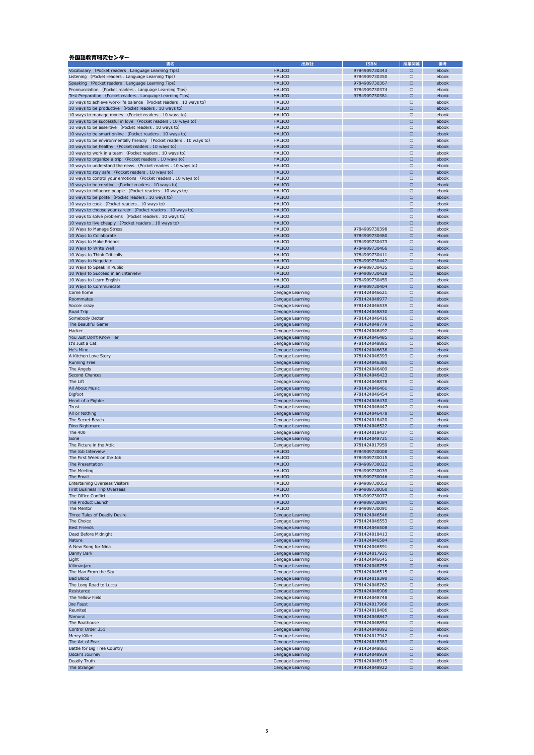### 外国語教育研究センター

| 書名 | 出版社 | ISBN | 授業関連 | 備考 |
| --- | --- | --- | --- | --- |
| Vocabulary (Pocket readers . Language Learning Tips) | HALICO | 9784909730343 | ○ | ebook |
| Listening (Pocket readers . Language Learning Tips) | HALICO | 9784909730350 | ○ | ebook |
| Speaking (Pocket readers . Language Learning Tips) | HALICO | 9784909730367 | ○ | ebook |
| Pronnunciation (Pocket readers . Language Learning Tips) | HALICO | 9784909730374 | ○ | ebook |
| Test Preparation (Pocket readers . Language Learning Tips) | HALICO | 9784909730381 | ○ | ebook |
| 10 ways to achieve work-life balance (Pocket readers . 10 ways to) | HALICO | | ○ | ebook |
| 10 ways to be productive (Pocket readers . 10 ways to) | HALICO | | ○ | ebook |
| 10 ways to manage money (Pocket readers . 10 ways to) | HALICO | | ○ | ebook |
| 10 ways to be successful in love (Pocket readers . 10 ways to) | HALICO | | ○ | ebook |
| 10 ways to be assertive (Pocket readers . 10 ways to) | HALICO | | ○ | ebook |
| 10 ways to be smart online (Pocket readers . 10 ways to) | HALICO | | ○ | ebook |
| 10 ways to be environmentally friendly (Pocket readers . 10 ways to) | HALICO | | ○ | ebook |
| 10 ways to be healthy (Pocket readers . 10 ways to) | HALICO | | ○ | ebook |
| 10 ways to work in a team (Pocket readers . 10 ways to) | HALICO | | ○ | ebook |
| 10 ways to organize a trip (Pocket readers . 10 ways to) | HALICO | | ○ | ebook |
| 10 ways to understand the news (Pocket readers . 10 ways to) | HALICO | | ○ | ebook |
| 10 ways to stay safe (Pocket readers . 10 ways to) | HALICO | | ○ | ebook |
| 10 ways to control your emotions (Pocket readers . 10 ways to) | HALICO | | ○ | ebook |
| 10 ways to be creative (Pocket readers . 10 ways to) | HALICO | | ○ | ebook |
| 10 ways to influence people (Pocket readers . 10 ways to) | HALICO | | ○ | ebook |
| 10 ways to be polite (Pocket readers . 10 ways to) | HALICO | | ○ | ebook |
| 10 ways to cook (Pocket readers . 10 ways to) | HALICO | | ○ | ebook |
| 10 ways to choose your career (Pocket readers . 10 ways to) | HALICO | | ○ | ebook |
| 10 ways to solve problems (Pocket readers . 10 ways to) | HALICO | | ○ | ebook |
| 10 ways to live cheaply (Pocket readers . 10 ways to) | HALICO | | ○ | ebook |
| 10 Ways to Manage Stress | HALICO | 9784909730398 | ○ | ebook |
| 10 Ways to Collaborate | HALICO | 9784909730480 | ○ | ebook |
| 10 Ways to Make Friends | HALICO | 9784909730473 | ○ | ebook |
| 10 Ways to Write Well | HALICO | 9784909730466 | ○ | ebook |
| 10 Ways to Think Critically | HALICO | 9784909730411 | ○ | ebook |
| 10 Ways to Negotiate | HALICO | 9784909730442 | ○ | ebook |
| 10 Ways to Speak in Public | HALICO | 9784909730435 | ○ | ebook |
| 10 Ways to Succeed in an Interview | HALICO | 9784909730428 | ○ | ebook |
| 10 Ways to Learn English | HALICO | 9784909730459 | ○ | ebook |
| 10 Ways to Communicate | HALICO | 9784909730404 | ○ | ebook |
| Come home | Cengage Learning | 9781424046621 | ○ | ebook |
| Roommates | Cengage Learning | 9781424048977 | ○ | ebook |
| Soccer crazy | Cengage Learning | 9781424046539 | ○ | ebook |
| Road Trip | Cengage Learning | 9781424048830 | ○ | ebook |
| Somebody Better | Cengage Learning | 9781424046416 | ○ | ebook |
| The Beautiful Game | Cengage Learning | 9781424048779 | ○ | ebook |
| Hacker | Cengage Learning | 9781424046492 | ○ | ebook |
| You Just Don't Know Her | Cengage Learning | 9781424046485 | ○ | ebook |
| It's Just a Cat | Cengage Learning | 9781424048885 | ○ | ebook |
| He's Mine | Cengage Learning | 9781424046638 | ○ | ebook |
| A Kitchen Love Story | Cengage Learning | 9781424046393 | ○ | ebook |
| Running Free | Cengage Learning | 9781424046386 | ○ | ebook |
| The Angels | Cengage Learning | 9781424046409 | ○ | ebook |
| Second Chances | Cengage Learning | 9781424046423 | ○ | ebook |
| The Lift | Cengage Learning | 9781424048878 | ○ | ebook |
| All About Music | Cengage Learning | 9781424046461 | ○ | ebook |
| Bigfoot | Cengage Learning | 9781424046454 | ○ | ebook |
| Heart of a Fighter | Cengage Learning | 9781424046430 | ○ | ebook |
| Trust | Cengage Learning | 9781424046447 | ○ | ebook |
| All or Nothing | Cengage Learning | 9781424046478 | ○ | ebook |
| The Secret Beach | Cengage Learning | 9781424018420 | ○ | ebook |
| Dino Nightmare | Cengage Learning | 9781424046522 | ○ | ebook |
| The 400 | Cengage Learning | 9781424018437 | ○ | ebook |
| Gone | Cengage Learning | 9781424048731 | ○ | ebook |
| The Picture in the Attic | Cengage Learning | 9781424017959 | ○ | ebook |
| The Job Interview | HALICO | 9784909730008 | ○ | ebook |
| The First Week on the Job | HALICO | 9784909730015 | ○ | ebook |
| The Presentation | HALICO | 9784909730022 | ○ | ebook |
| The Meeting | HALICO | 9784909730039 | ○ | ebook |
| The Email | HALICO | 9784909730046 | ○ | ebook |
| Entertaining Overseas Visitors | HALICO | 9784909730053 | ○ | ebook |
| First Business Trip Overseas | HALICO | 9784909730060 | ○ | ebook |
| The Office Conflict | HALICO | 9784909730077 | ○ | ebook |
| The Product Launch | HALICO | 9784909730084 | ○ | ebook |
| The Mentor | HALICO | 9784909730091 | ○ | ebook |
| Three Tales of Deadly Desire | Cengage Learning | 9781424046546 | ○ | ebook |
| The Choice | Cengage Learning | 9781424046553 | ○ | ebook |
| Best Friends | Cengage Learning | 9781424046508 | ○ | ebook |
| Dead Before Midnight | Cengage Learning | 9781424018413 | ○ | ebook |
| Nature | Cengage Learning | 9781424046584 | ○ | ebook |
| A New Song for Nina | Cengage Learning | 9781424046591 | ○ | ebook |
| Danny Dark | Cengage Learning | 9781424017935 | ○ | ebook |
| Light | Cengage Learning | 9781424046645 | ○ | ebook |
| Kilimanjaro | Cengage Learning | 9781424048755 | ○ | ebook |
| The Man From the Sky | Cengage Learning | 9781424046515 | ○ | ebook |
| Bad Blood | Cengage Learning | 9781424018390 | ○ | ebook |
| The Long Road to Lucca | Cengage Learning | 9781424048762 | ○ | ebook |
| Resistance | Cengage Learning | 9781424048908 | ○ | ebook |
| The Yellow Field | Cengage Learning | 9781424048748 | ○ | ebook |
| Joe Faust | Cengage Learning | 9781424017966 | ○ | ebook |
| Reunited | Cengage Learning | 9781424018406 | ○ | ebook |
| Samurai | Cengage Learning | 9781424048847 | ○ | ebook |
| The Boathouse | Cengage Learning | 9781424048854 | ○ | ebook |
| Control Order 351 | Cengage Learning | 9781424048892 | ○ | ebook |
| Mercy Killer | Cengage Learning | 9781424017942 | ○ | ebook |
| The Art of Fear | Cengage Learning | 9781424018383 | ○ | ebook |
| Battle for Big Tree Country | Cengage Learning | 9781424048861 | ○ | ebook |
| Oscar's Journey | Cengage Learning | 9781424048939 | ○ | ebook |
| Deadly Truth | Cengage Learning | 9781424048915 | ○ | ebook |
| The Stranger | Cengage Learning | 9781424048922 | ○ | ebook |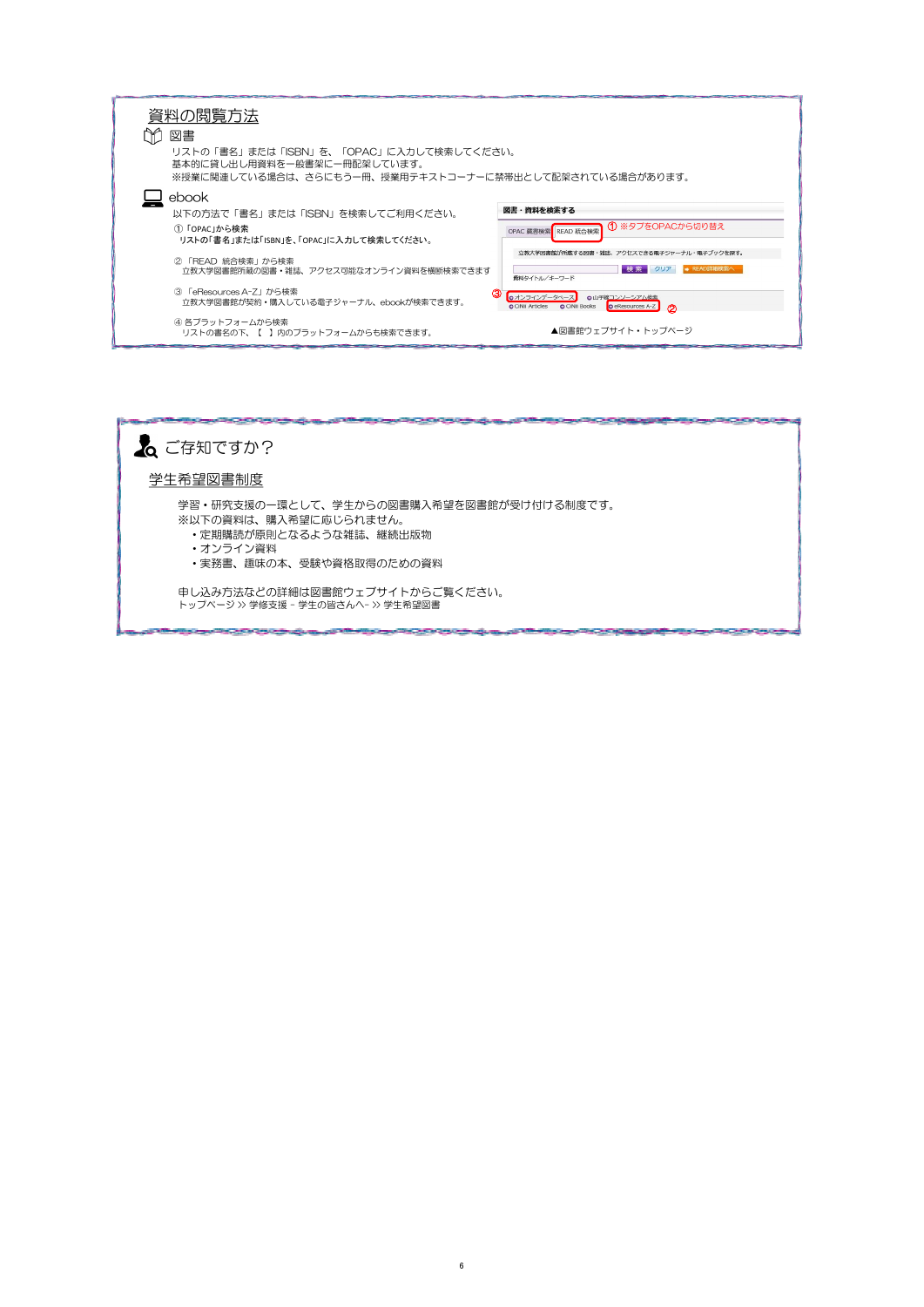## 資料の閲覧方法

### 図書

リストの「書名」または「ISBN」を、「OPAC」に入力して検索してください。
基本的に貸し出し用資料を一般書架に一冊配架しています。
※授業に関連している場合は、さらにもう一冊、授業用テキストコーナーに禁帯出として配架されている場合があります。

### ebook

以下の方法で「書名」または「ISBN」を検索してご利用ください。

① 「OPAC」から検索
リストの「書名」または「ISBN」を、「OPAC」に入力して検索してください。

② 「READ 統合検索」から検索
立教大学図書館所蔵の図書・雑誌、アクセス可能なオンライン資料を横断検索できます

③ 「eResources A-Z」から検索
立教大学図書館が契約・購入している電子ジャーナル、ebookが検索できます。

④ 各プラットフォームから検索
リストの書名の下、【 】内のプラットフォームからも検索できます。

図書・資料を検索する
OPAC 蔵書検索 | READ 統合検索
① ※タブをOPACから切り替え
立教大学図書館が所蔵する図書・雑誌、アクセスできる電子ジャーナル・電子ブックを探す。
資料タイトル／キーワード
検索 | クリア | READ詳細検索へ
③ オンラインデータベース | 山手線コンソーシアム検索
CiNii Articles | CiNii Books | eResources A-Z ②

▲図書館ウェブサイト・トップページ

## ご存知ですか？

### 学生希望図書制度

学習・研究支援の一環として、学生からの図書購入希望を図書館が受け付ける制度です。
※以下の資料は、購入希望に応じられません。
- 定期購読が原則となるような雑誌、継続出版物
- オンライン資料
- 実務書、趣味の本、受験や資格取得のための資料

申し込み方法などの詳細は図書館ウェブサイトからご覧ください。
トップページ >> 学修支援 – 学生の皆さんへ- >> 学生希望図書